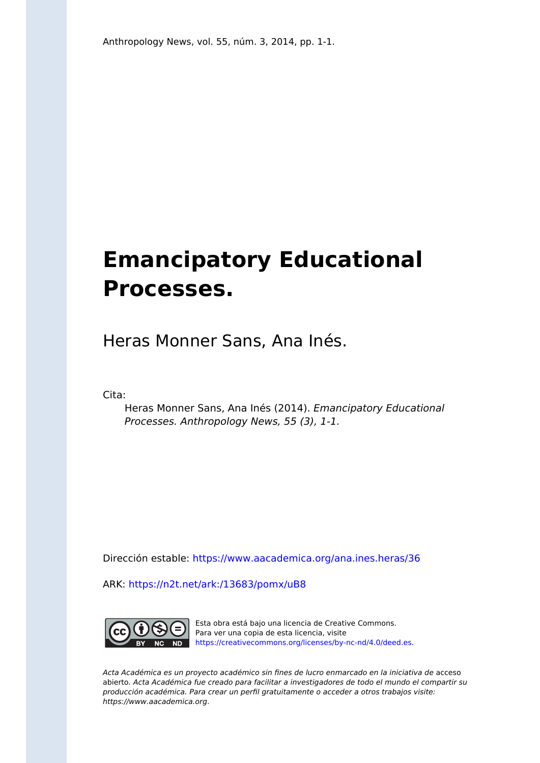Anthropology News, vol. 55, núm. 3, 2014, pp. 1-1.

# Emancipatory Educational Processes.

Heras Monner Sans, Ana Inés.

Cita:

Heras Monner Sans, Ana Inés (2014). *Emancipatory Educational Processes. Anthropology News, 55 (3), 1-1.*

Dirección estable: https://www.aacademica.org/ana.ines.heras/36

ARK: https://n2t.net/ark:/13683/pomx/uB8

Esta obra está bajo una licencia de Creative Commons. Para ver una copia de esta licencia, visite https://creativecommons.org/licenses/by-nc-nd/4.0/deed.es.

*Acta Académica es un proyecto académico sin fines de lucro enmarcado en la iniciativa de* acceso abierto. *Acta Académica fue creado para facilitar a investigadores de todo el mundo el compartir su producción académica. Para crear un perfil gratuitamente o acceder a otros trabajos visite: https://www.aacademica.org.*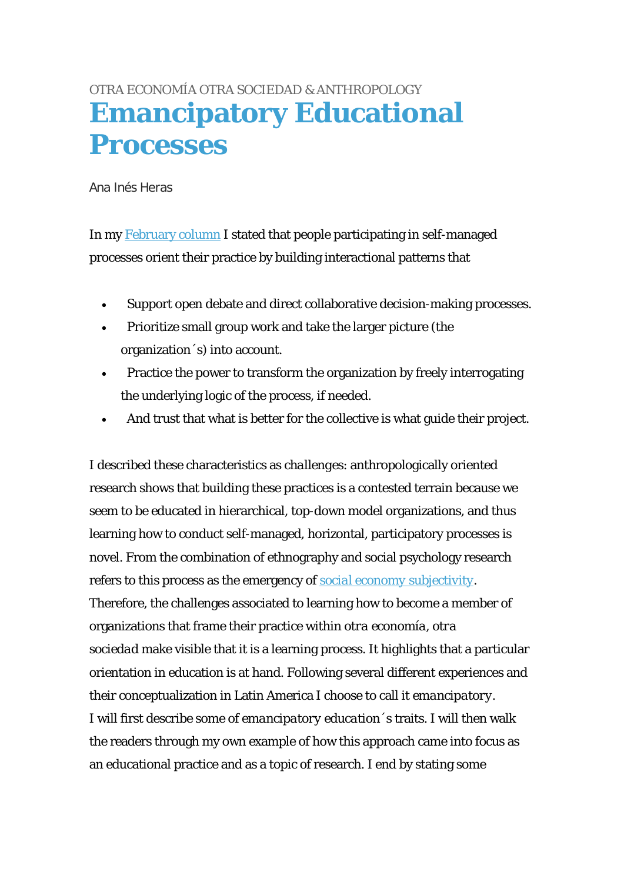OTRA ECONOMÍA OTRA SOCIEDAD & ANTHROPOLOGY

# Emancipatory Educational Processes

Ana Inés Heras

In my [February column](#) I stated that people participating in self-managed processes orient their practice by building interactional patterns that

- Support open debate and direct collaborative decision-making processes.
- Prioritize small group work and take the larger picture (the organization´s) into account.
- Practice the power to transform the organization by freely interrogating the underlying logic of the process, if needed.
- And trust that what is better for the collective is what guide their project.

I described these characteristics as *challenges*: anthropologically oriented research shows that building these practices is a contested terrain because we seem to be educated in hierarchical, top-down model organizations, and thus learning how to conduct self-managed, horizontal, participatory processes is novel. From the combination of ethnography and social psychology research refers to this process as the emergency of [social economy subjectivity](#). Therefore, the challenges associated to learning how to become a member of organizations that frame their practice within *otra economía, otra sociedad* make visible that it is a learning process. It highlights that a particular orientation in education is at hand. Following several different experiences and their conceptualization in Latin America I choose to call it *emancipatory*.
I will first describe some of *emancipatory education*´s traits. I will then walk the readers through my own example of how this approach came into focus as an educational practice and as a topic of research. I end by stating some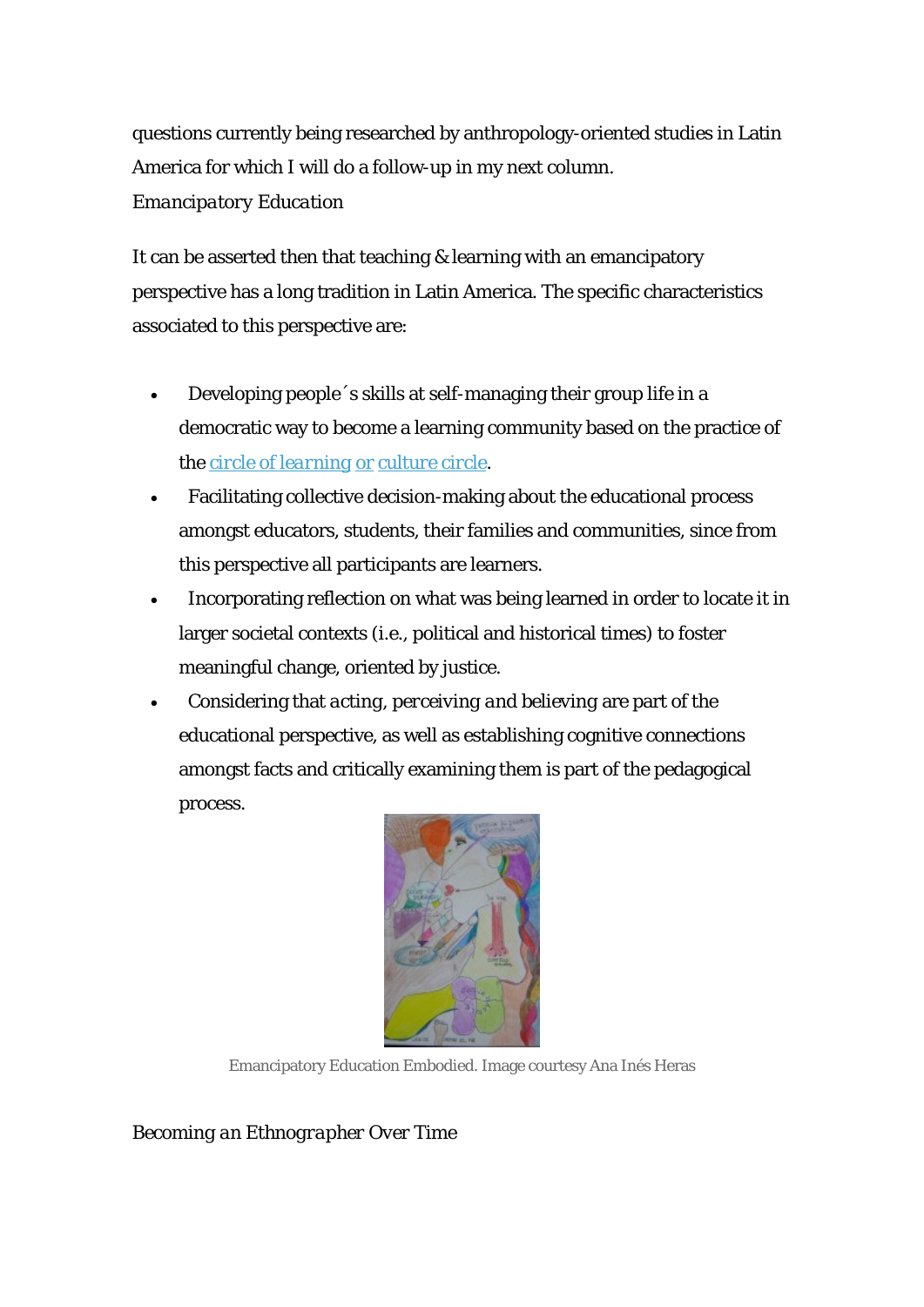questions currently being researched by anthropology-oriented studies in Latin America for which I will do a follow-up in my next column.

*Emancipatory Education*

It can be asserted then that teaching & learning with an emancipatory perspective has a long tradition in Latin America. The specific characteristics associated to this perspective are:

- Developing people´s skills at self-managing their group life in a democratic way to become a learning community based on the practice of the [circle of learning](#) [or](#) [culture circle](#).
- Facilitating collective decision-making about the educational process amongst educators, students, their families and communities, since from this perspective all participants are learners.
- Incorporating reflection on what was being learned in order to locate it in larger societal contexts (i.e., political and historical times) to foster meaningful change, oriented by justice.
- Considering that *acting, perceiving and believing* are part of the educational perspective, as well as establishing cognitive connections amongst facts and critically examining them is part of the pedagogical process.

Emancipatory Education Embodied. Image courtesy Ana Inés Heras

*Becoming an Ethnographer Over Time*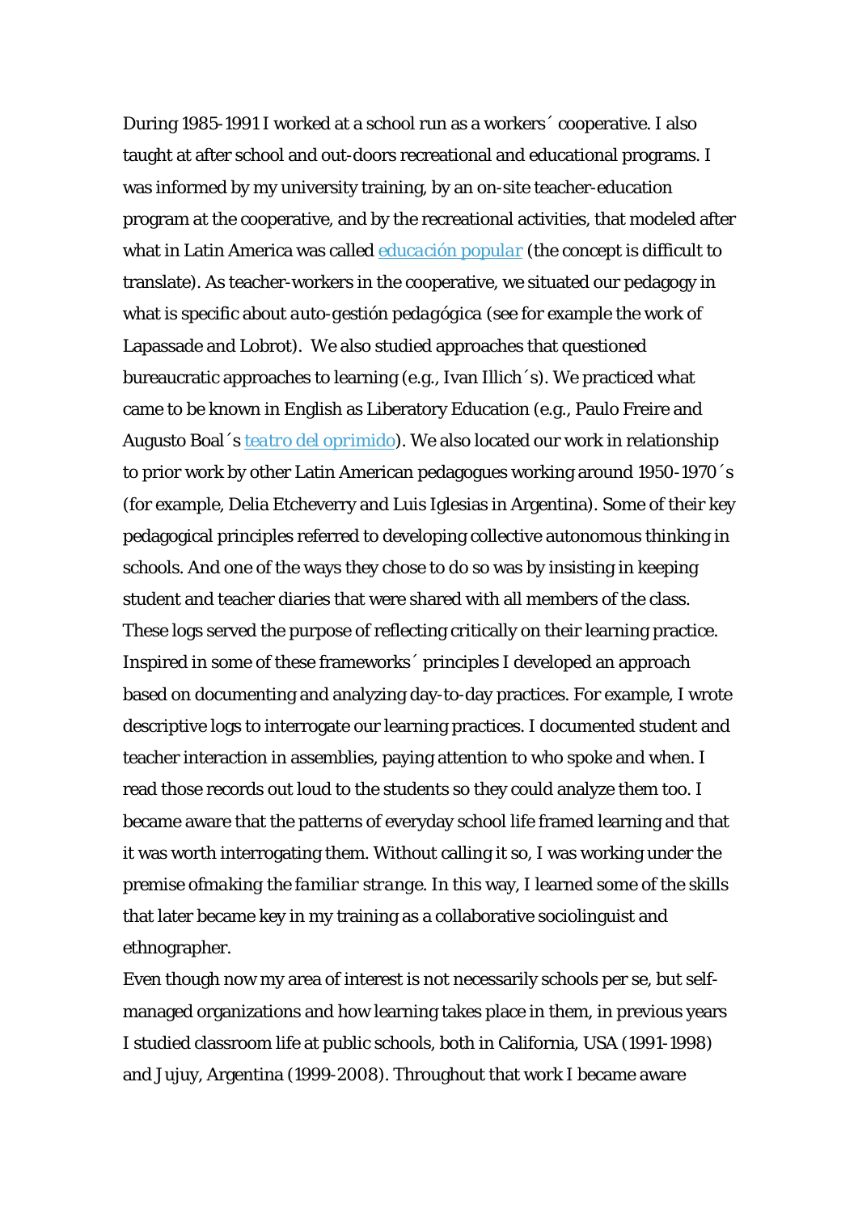During 1985-1991 I worked at a school run as a workers´ cooperative. I also taught at after school and out-doors recreational and educational programs. I was informed by my university training, by an on-site teacher-education program at the cooperative, and by the recreational activities, that modeled after what in Latin America was called educación popular (the concept is difficult to translate). As teacher-workers in the cooperative, we situated our pedagogy in what is specific about *auto-gestión pedagógica* (see for example the work of Lapassade and Lobrot). We also studied approaches that questioned bureaucratic approaches to learning (e.g., Ivan Illich´s). We practiced what came to be known in English as Liberatory Education (e.g., Paulo Freire and Augusto Boal´s teatro del oprimido). We also located our work in relationship to prior work by other Latin American pedagogues working around 1950-1970´s (for example, Delia Etcheverry and Luis Iglesias in Argentina). Some of their key pedagogical principles referred to developing collective autonomous thinking in schools. And one of the ways they chose to do so was by insisting in keeping student and teacher diaries that were shared with all members of the class. These logs served the purpose of reflecting critically on their learning practice. Inspired in some of these frameworks´ principles I developed an approach based on documenting and analyzing day-to-day practices. For example, I wrote descriptive logs to interrogate our learning practices. I documented student and teacher interaction in assemblies, paying attention to who spoke and when. I read those records out loud to the students so they could analyze them too. I became aware that the patterns of everyday school life framed learning and that it was worth interrogating them. Without calling it so, I was working under the premise of*making the familiar strange*. In this way, I learned some of the skills that later became key in my training as a collaborative sociolinguist and ethnographer.

Even though now my area of interest is not necessarily schools per se, but self-managed organizations and how learning takes place in them, in previous years I studied classroom life at public schools, both in California, USA (1991-1998) and Jujuy, Argentina (1999-2008). Throughout that work I became aware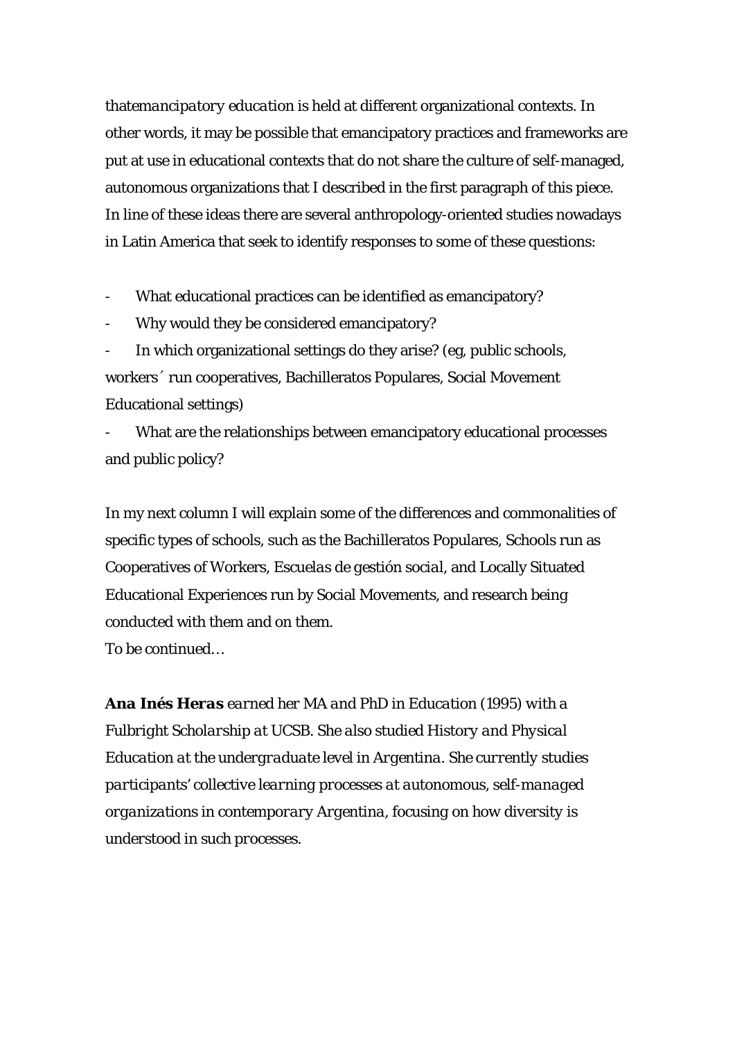that*emancipatory education* is held at different organizational contexts. In other words, it may be possible that emancipatory practices and frameworks are put at use in educational contexts that do not share the culture of self-managed, autonomous organizations that I described in the first paragraph of this piece. In line of these ideas there are several anthropology-oriented studies nowadays in Latin America that seek to identify responses to some of these questions:

- What educational practices can be identified as emancipatory?
- Why would they be considered emancipatory?
- In which organizational settings do they arise? (eg, public schools, workers´ run cooperatives, Bachilleratos Populares, Social Movement Educational settings)
- What are the relationships between emancipatory educational processes and public policy?

In my next column I will explain some of the differences and commonalities of specific types of schools, such as the Bachilleratos Populares, Schools run as Cooperatives of Workers, *Escuelas de gestión social*, and Locally Situated Educational Experiences run by Social Movements, and research being conducted with them and on them.
To be continued…

***Ana Inés Heras** earned her MA and PhD in Education (1995) with a Fulbright Scholarship at UCSB. She also studied History and Physical Education at the undergraduate level in Argentina. She currently studies participants' collective learning processes at autonomous, self-managed organizations in contemporary Argentina, focusing on how diversity is understood in such processes.*